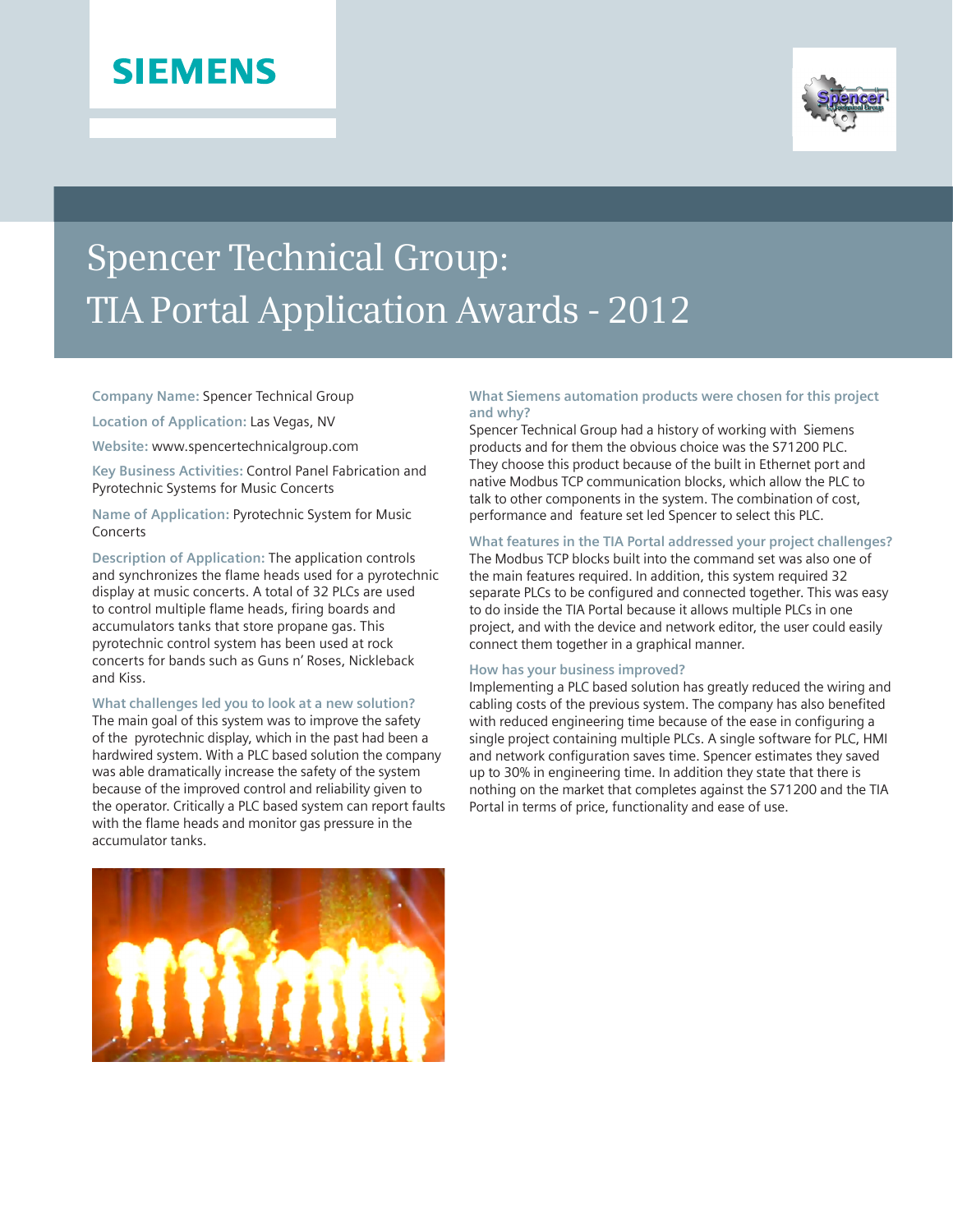SIEMENS

# Spencer Technical Group: TIA Portal Application Awards - 2012

**Company Name:** Spencer Technical Group

**Location of Application:** Las Vegas, NV

**Website:** www.spencertechnicalgroup.com

**Key Business Activities:** Control Panel Fabrication and Pyrotechnic Systems for Music Concerts

**Name of Application:** Pyrotechnic System for Music Concerts

**Description of Application:** The application controls and synchronizes the flame heads used for a pyrotechnic display at music concerts. A total of 32 PLCs are used to control multiple flame heads, firing boards and accumulators tanks that store propane gas. This pyrotechnic control system has been used at rock concerts for bands such as Guns n' Roses, Nickleback and Kiss.

**What challenges led you to look at a new solution?**

The main goal of this system was to improve the safety of the pyrotechnic display, which in the past had been a hardwired system. With a PLC based solution the company was able dramatically increase the safety of the system because of the improved control and reliability given to the operator. Critically a PLC based system can report faults with the flame heads and monitor gas pressure in the accumulator tanks.

**What Siemens automation products were chosen for this project and why?**

Spencer Technical Group had a history of working with Siemens products and for them the obvious choice was the S71200 PLC. They choose this product because of the built in Ethernet port and native Modbus TCP communication blocks, which allow the PLC to talk to other components in the system. The combination of cost, performance and feature set led Spencer to select this PLC.

**What features in the TIA Portal addressed your project challenges?**

The Modbus TCP blocks built into the command set was also one of the main features required. In addition, this system required 32 separate PLCs to be configured and connected together. This was easy to do inside the TIA Portal because it allows multiple PLCs in one project, and with the device and network editor, the user could easily connect them together in a graphical manner.

**How has your business improved?**

Implementing a PLC based solution has greatly reduced the wiring and cabling costs of the previous system. The company has also benefited with reduced engineering time because of the ease in configuring a single project containing multiple PLCs. A single software for PLC, HMI and network configuration saves time. Spencer estimates they saved up to 30% in engineering time. In addition they state that there is nothing on the market that completes against the S71200 and the TIA Portal in terms of price, functionality and ease of use.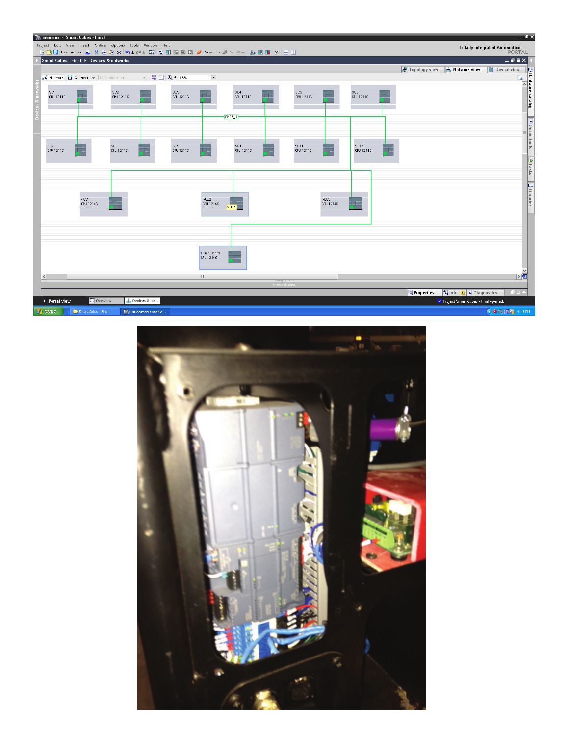Siemens - Smart Cubes - Final

Project Edit View Insert Online Options Tools Window Help

Save project | Go online | Go offline

Totally Integrated Automation
PORTAL

Smart Cubes - Final ▸ Devices & networks

Topology view | Network view | Device view

Network | Connections | S7 connection | 88%

SC1
CPU 1211C

SC2
CPU 1211C

SC3
CPU 1211C

SC4
CPU 1211C

SC5
CPU 1211C

SC6
CPU 1211C

PN/IE_1

SC7
CPU 1211C

SC8
CPU 1211C

SC9
CPU 1211C

SC10
CPU 1211C

SC11
CPU 1211C

SC12
CPU 1211C

ACC1
CPU 1214C

ACC2
CPU 1214C

ACC3
CPU 1214C

Firing Board
CPU 1214C

Network data

Properties | Info | Diagnostics

Hardware catalog | Online tools | Tasks | Libraries

Devices & networks

Portal view | Overview | Devices & ne...

Project Smart Cubes - final opened.

start | Smart Cubes - Final | C:\Documents and Se... | 4:48 PM